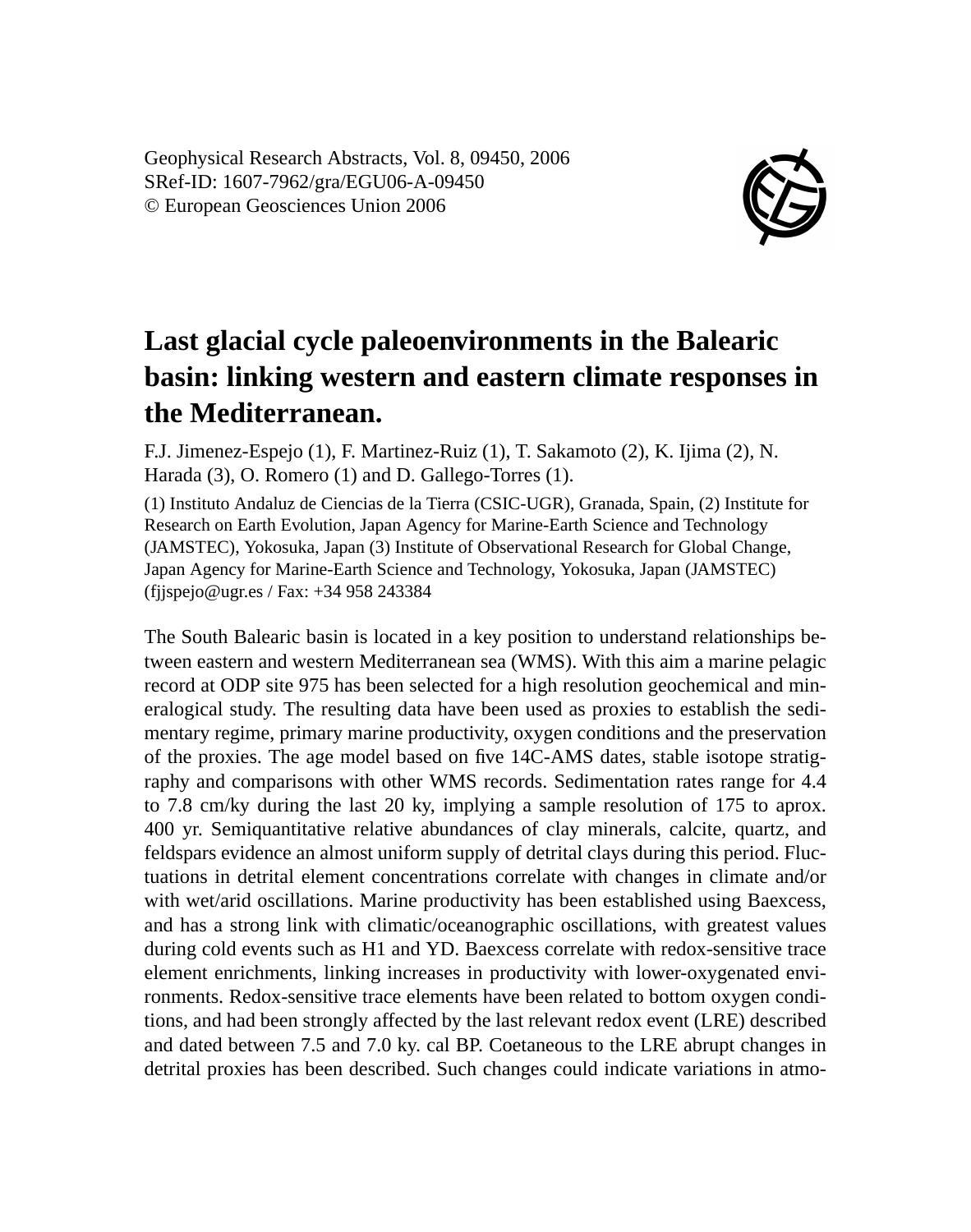Geophysical Research Abstracts, Vol. 8, 09450, 2006
SRef-ID: 1607-7962/gra/EGU06-A-09450
© European Geosciences Union 2006

# Last glacial cycle paleoenvironments in the Balearic basin: linking western and eastern climate responses in the Mediterranean.

F.J. Jimenez-Espejo (1), F. Martinez-Ruiz (1), T. Sakamoto (2), K. Ijima (2), N. Harada (3), O. Romero (1) and D. Gallego-Torres (1).

(1) Instituto Andaluz de Ciencias de la Tierra (CSIC-UGR), Granada, Spain, (2) Institute for Research on Earth Evolution, Japan Agency for Marine-Earth Science and Technology (JAMSTEC), Yokosuka, Japan (3) Institute of Observational Research for Global Change, Japan Agency for Marine-Earth Science and Technology, Yokosuka, Japan (JAMSTEC) (fjjspejo@ugr.es / Fax: +34 958 243384

The South Balearic basin is located in a key position to understand relationships between eastern and western Mediterranean sea (WMS). With this aim a marine pelagic record at ODP site 975 has been selected for a high resolution geochemical and mineralogical study. The resulting data have been used as proxies to establish the sedimentary regime, primary marine productivity, oxygen conditions and the preservation of the proxies. The age model based on five 14C-AMS dates, stable isotope stratigraphy and comparisons with other WMS records. Sedimentation rates range for 4.4 to 7.8 cm/ky during the last 20 ky, implying a sample resolution of 175 to aprox. 400 yr. Semiquantitative relative abundances of clay minerals, calcite, quartz, and feldspars evidence an almost uniform supply of detrital clays during this period. Fluctuations in detrital element concentrations correlate with changes in climate and/or with wet/arid oscillations. Marine productivity has been established using Baexcess, and has a strong link with climatic/oceanographic oscillations, with greatest values during cold events such as H1 and YD. Baexcess correlate with redox-sensitive trace element enrichments, linking increases in productivity with lower-oxygenated environments. Redox-sensitive trace elements have been related to bottom oxygen conditions, and had been strongly affected by the last relevant redox event (LRE) described and dated between 7.5 and 7.0 ky. cal BP. Coetaneous to the LRE abrupt changes in detrital proxies has been described. Such changes could indicate variations in atmo-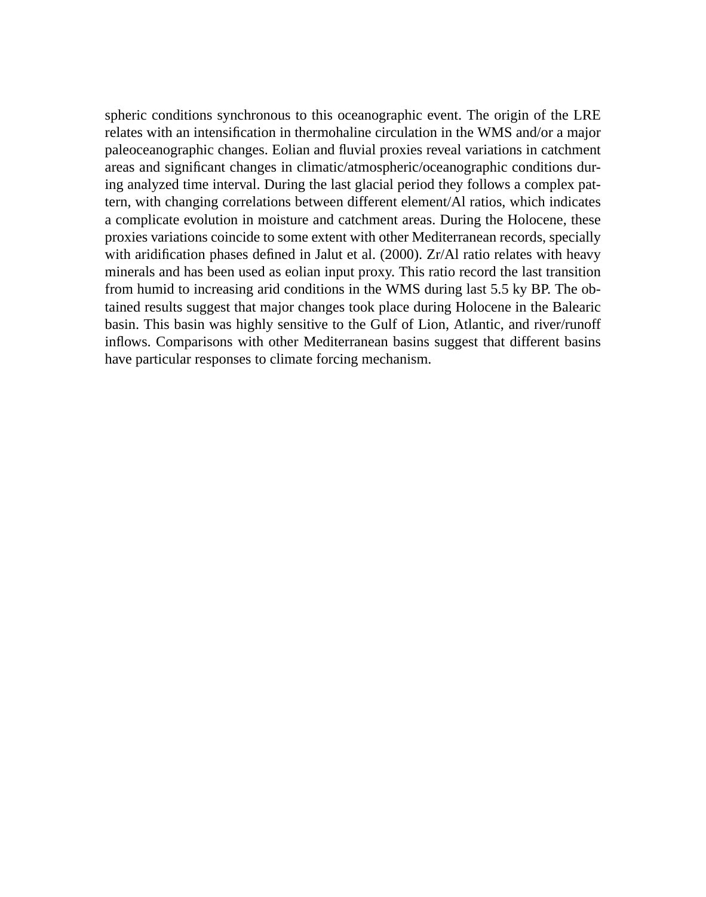spheric conditions synchronous to this oceanographic event. The origin of the LRE relates with an intensification in thermohaline circulation in the WMS and/or a major paleoceanographic changes. Eolian and fluvial proxies reveal variations in catchment areas and significant changes in climatic/atmospheric/oceanographic conditions during analyzed time interval. During the last glacial period they follows a complex pattern, with changing correlations between different element/Al ratios, which indicates a complicate evolution in moisture and catchment areas. During the Holocene, these proxies variations coincide to some extent with other Mediterranean records, specially with aridification phases defined in Jalut et al. (2000). Zr/Al ratio relates with heavy minerals and has been used as eolian input proxy. This ratio record the last transition from humid to increasing arid conditions in the WMS during last 5.5 ky BP. The obtained results suggest that major changes took place during Holocene in the Balearic basin. This basin was highly sensitive to the Gulf of Lion, Atlantic, and river/runoff inflows. Comparisons with other Mediterranean basins suggest that different basins have particular responses to climate forcing mechanism.